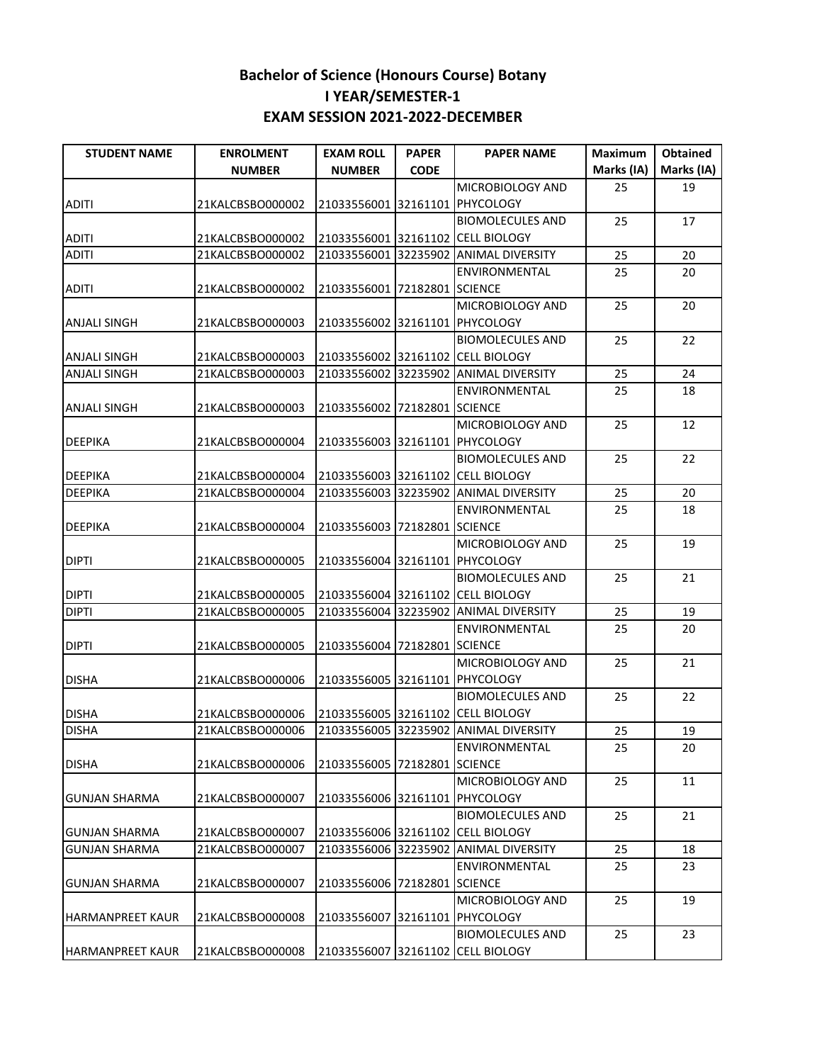## Bachelor of Science (Honours Course) Botany
## I YEAR/SEMESTER-1
## EXAM SESSION 2021-2022-DECEMBER

| STUDENT NAME | ENROLMENT NUMBER | EXAM ROLL NUMBER | PAPER CODE | PAPER NAME | Maximum Marks (IA) | Obtained Marks (IA) |
|---|---|---|---|---|---|---|
| ADITI | 21KALCBSBO000002 | 21033556001 | 32161101 | MICROBIOLOGY AND PHYCOLOGY | 25 | 19 |
| ADITI | 21KALCBSBO000002 | 21033556001 | 32161102 | BIOMOLECULES AND CELL BIOLOGY | 25 | 17 |
| ADITI | 21KALCBSBO000002 | 21033556001 | 32235902 | ANIMAL DIVERSITY | 25 | 20 |
| ADITI | 21KALCBSBO000002 | 21033556001 | 72182801 | ENVIRONMENTAL SCIENCE | 25 | 20 |
| ANJALI SINGH | 21KALCBSBO000003 | 21033556002 | 32161101 | MICROBIOLOGY AND PHYCOLOGY | 25 | 20 |
| ANJALI SINGH | 21KALCBSBO000003 | 21033556002 | 32161102 | BIOMOLECULES AND CELL BIOLOGY | 25 | 22 |
| ANJALI SINGH | 21KALCBSBO000003 | 21033556002 | 32235902 | ANIMAL DIVERSITY | 25 | 24 |
| ANJALI SINGH | 21KALCBSBO000003 | 21033556002 | 72182801 | ENVIRONMENTAL SCIENCE | 25 | 18 |
| DEEPIKA | 21KALCBSBO000004 | 21033556003 | 32161101 | MICROBIOLOGY AND PHYCOLOGY | 25 | 12 |
| DEEPIKA | 21KALCBSBO000004 | 21033556003 | 32161102 | BIOMOLECULES AND CELL BIOLOGY | 25 | 22 |
| DEEPIKA | 21KALCBSBO000004 | 21033556003 | 32235902 | ANIMAL DIVERSITY | 25 | 20 |
| DEEPIKA | 21KALCBSBO000004 | 21033556003 | 72182801 | ENVIRONMENTAL SCIENCE | 25 | 18 |
| DIPTI | 21KALCBSBO000005 | 21033556004 | 32161101 | MICROBIOLOGY AND PHYCOLOGY | 25 | 19 |
| DIPTI | 21KALCBSBO000005 | 21033556004 | 32161102 | BIOMOLECULES AND CELL BIOLOGY | 25 | 21 |
| DIPTI | 21KALCBSBO000005 | 21033556004 | 32235902 | ANIMAL DIVERSITY | 25 | 19 |
| DIPTI | 21KALCBSBO000005 | 21033556004 | 72182801 | ENVIRONMENTAL SCIENCE | 25 | 20 |
| DISHA | 21KALCBSBO000006 | 21033556005 | 32161101 | MICROBIOLOGY AND PHYCOLOGY | 25 | 21 |
| DISHA | 21KALCBSBO000006 | 21033556005 | 32161102 | BIOMOLECULES AND CELL BIOLOGY | 25 | 22 |
| DISHA | 21KALCBSBO000006 | 21033556005 | 32235902 | ANIMAL DIVERSITY | 25 | 19 |
| DISHA | 21KALCBSBO000006 | 21033556005 | 72182801 | ENVIRONMENTAL SCIENCE | 25 | 20 |
| GUNJAN SHARMA | 21KALCBSBO000007 | 21033556006 | 32161101 | MICROBIOLOGY AND PHYCOLOGY | 25 | 11 |
| GUNJAN SHARMA | 21KALCBSBO000007 | 21033556006 | 32161102 | BIOMOLECULES AND CELL BIOLOGY | 25 | 21 |
| GUNJAN SHARMA | 21KALCBSBO000007 | 21033556006 | 32235902 | ANIMAL DIVERSITY | 25 | 18 |
| GUNJAN SHARMA | 21KALCBSBO000007 | 21033556006 | 72182801 | ENVIRONMENTAL SCIENCE | 25 | 23 |
| HARMANPREET KAUR | 21KALCBSBO000008 | 21033556007 | 32161101 | MICROBIOLOGY AND PHYCOLOGY | 25 | 19 |
| HARMANPREET KAUR | 21KALCBSBO000008 | 21033556007 | 32161102 | BIOMOLECULES AND CELL BIOLOGY | 25 | 23 |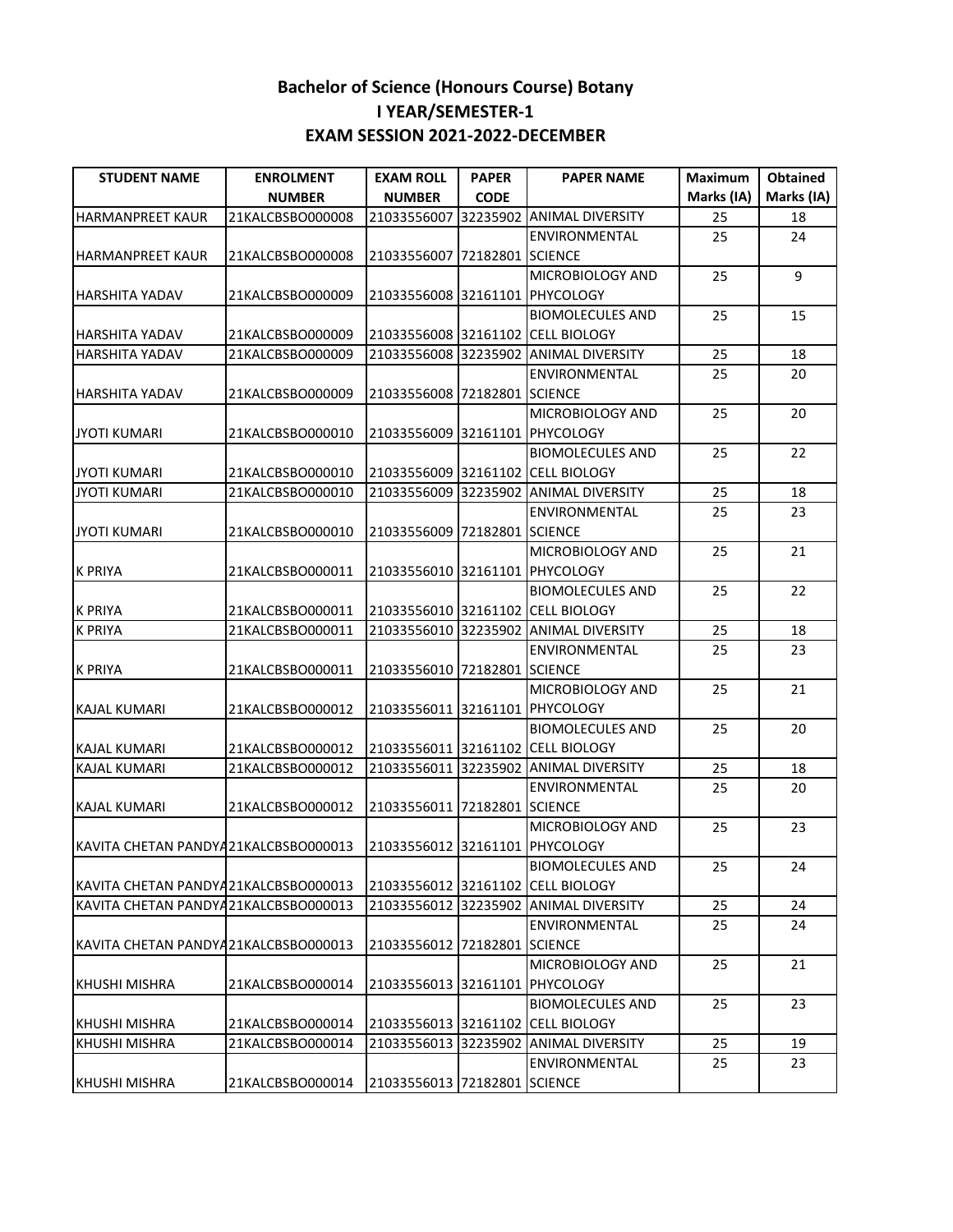# Bachelor of Science (Honours Course) Botany
## I YEAR/SEMESTER-1
## EXAM SESSION 2021-2022-DECEMBER

| STUDENT NAME | ENROLMENT NUMBER | EXAM ROLL NUMBER | PAPER CODE | PAPER NAME | Maximum Marks (IA) | Obtained Marks (IA) |
|---|---|---|---|---|---|---|
| HARMANPREET KAUR | 21KALCBSBO000008 | 21033556007 | 32235902 | ANIMAL DIVERSITY | 25 | 18 |
| HARMANPREET KAUR | 21KALCBSBO000008 | 21033556007 | 72182801 | ENVIRONMENTAL SCIENCE | 25 | 24 |
| HARSHITA YADAV | 21KALCBSBO000009 | 21033556008 | 32161101 | MICROBIOLOGY AND PHYCOLOGY | 25 | 9 |
| HARSHITA YADAV | 21KALCBSBO000009 | 21033556008 | 32161102 | BIOMOLECULES AND CELL BIOLOGY | 25 | 15 |
| HARSHITA YADAV | 21KALCBSBO000009 | 21033556008 | 32235902 | ANIMAL DIVERSITY | 25 | 18 |
| HARSHITA YADAV | 21KALCBSBO000009 | 21033556008 | 72182801 | ENVIRONMENTAL SCIENCE | 25 | 20 |
| JYOTI KUMARI | 21KALCBSBO000010 | 21033556009 | 32161101 | MICROBIOLOGY AND PHYCOLOGY | 25 | 20 |
| JYOTI KUMARI | 21KALCBSBO000010 | 21033556009 | 32161102 | BIOMOLECULES AND CELL BIOLOGY | 25 | 22 |
| JYOTI KUMARI | 21KALCBSBO000010 | 21033556009 | 32235902 | ANIMAL DIVERSITY | 25 | 18 |
| JYOTI KUMARI | 21KALCBSBO000010 | 21033556009 | 72182801 | ENVIRONMENTAL SCIENCE | 25 | 23 |
| K PRIYA | 21KALCBSBO000011 | 21033556010 | 32161101 | MICROBIOLOGY AND PHYCOLOGY | 25 | 21 |
| K PRIYA | 21KALCBSBO000011 | 21033556010 | 32161102 | BIOMOLECULES AND CELL BIOLOGY | 25 | 22 |
| K PRIYA | 21KALCBSBO000011 | 21033556010 | 32235902 | ANIMAL DIVERSITY | 25 | 18 |
| K PRIYA | 21KALCBSBO000011 | 21033556010 | 72182801 | ENVIRONMENTAL SCIENCE | 25 | 23 |
| KAJAL KUMARI | 21KALCBSBO000012 | 21033556011 | 32161101 | MICROBIOLOGY AND PHYCOLOGY | 25 | 21 |
| KAJAL KUMARI | 21KALCBSBO000012 | 21033556011 | 32161102 | BIOMOLECULES AND CELL BIOLOGY | 25 | 20 |
| KAJAL KUMARI | 21KALCBSBO000012 | 21033556011 | 32235902 | ANIMAL DIVERSITY | 25 | 18 |
| KAJAL KUMARI | 21KALCBSBO000012 | 21033556011 | 72182801 | ENVIRONMENTAL SCIENCE | 25 | 20 |
| KAVITA CHETAN PANDYA | 21KALCBSBO000013 | 21033556012 | 32161101 | MICROBIOLOGY AND PHYCOLOGY | 25 | 23 |
| KAVITA CHETAN PANDYA | 21KALCBSBO000013 | 21033556012 | 32161102 | BIOMOLECULES AND CELL BIOLOGY | 25 | 24 |
| KAVITA CHETAN PANDYA | 21KALCBSBO000013 | 21033556012 | 32235902 | ANIMAL DIVERSITY | 25 | 24 |
| KAVITA CHETAN PANDYA | 21KALCBSBO000013 | 21033556012 | 72182801 | ENVIRONMENTAL SCIENCE | 25 | 24 |
| KHUSHI MISHRA | 21KALCBSBO000014 | 21033556013 | 32161101 | MICROBIOLOGY AND PHYCOLOGY | 25 | 21 |
| KHUSHI MISHRA | 21KALCBSBO000014 | 21033556013 | 32161102 | BIOMOLECULES AND CELL BIOLOGY | 25 | 23 |
| KHUSHI MISHRA | 21KALCBSBO000014 | 21033556013 | 32235902 | ANIMAL DIVERSITY | 25 | 19 |
| KHUSHI MISHRA | 21KALCBSBO000014 | 21033556013 | 72182801 | ENVIRONMENTAL SCIENCE | 25 | 23 |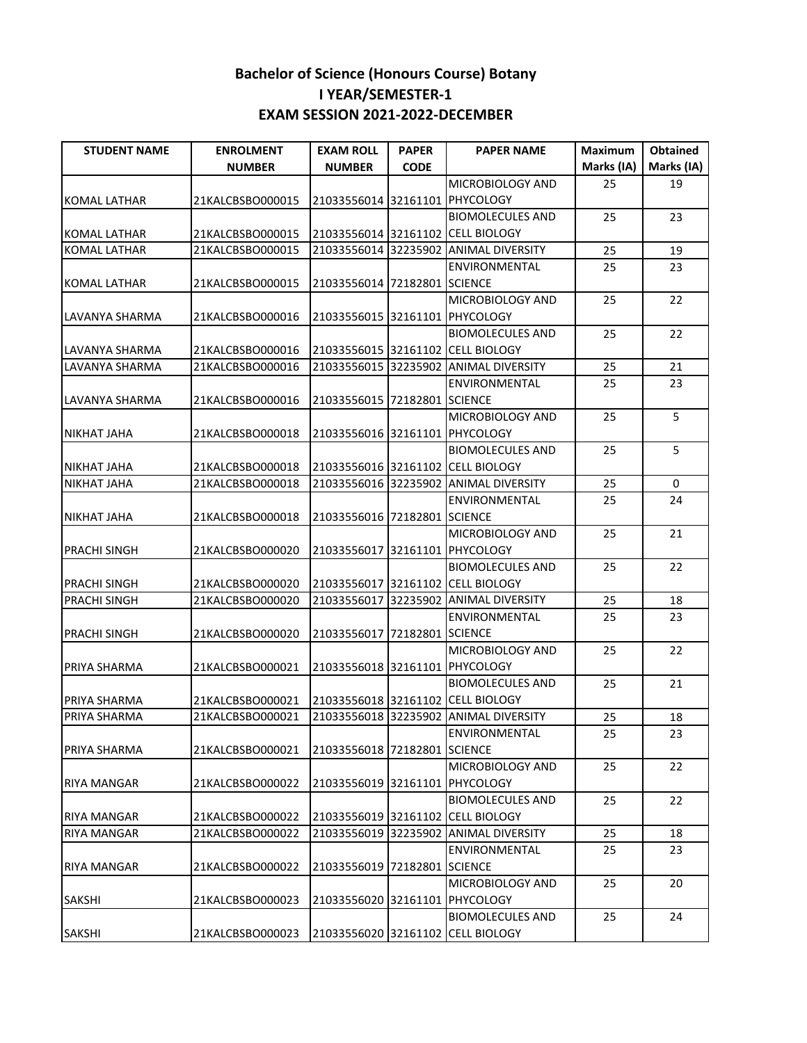# Bachelor of Science (Honours Course) Botany
## I YEAR/SEMESTER-1
## EXAM SESSION 2021-2022-DECEMBER

| STUDENT NAME | ENROLMENT NUMBER | EXAM ROLL NUMBER | PAPER CODE | PAPER NAME | Maximum Marks (IA) | Obtained Marks (IA) |
|---|---|---|---|---|---|---|
| KOMAL LATHAR | 21KALCBSBO000015 | 21033556014 | 32161101 | MICROBIOLOGY AND PHYCOLOGY | 25 | 19 |
| KOMAL LATHAR | 21KALCBSBO000015 | 21033556014 | 32161102 | BIOMOLECULES AND CELL BIOLOGY | 25 | 23 |
| KOMAL LATHAR | 21KALCBSBO000015 | 21033556014 | 32235902 | ANIMAL DIVERSITY | 25 | 19 |
| KOMAL LATHAR | 21KALCBSBO000015 | 21033556014 | 72182801 | ENVIRONMENTAL SCIENCE | 25 | 23 |
| LAVANYA SHARMA | 21KALCBSBO000016 | 21033556015 | 32161101 | MICROBIOLOGY AND PHYCOLOGY | 25 | 22 |
| LAVANYA SHARMA | 21KALCBSBO000016 | 21033556015 | 32161102 | BIOMOLECULES AND CELL BIOLOGY | 25 | 22 |
| LAVANYA SHARMA | 21KALCBSBO000016 | 21033556015 | 32235902 | ANIMAL DIVERSITY | 25 | 21 |
| LAVANYA SHARMA | 21KALCBSBO000016 | 21033556015 | 72182801 | ENVIRONMENTAL SCIENCE | 25 | 23 |
| NIKHAT JAHA | 21KALCBSBO000018 | 21033556016 | 32161101 | MICROBIOLOGY AND PHYCOLOGY | 25 | 5 |
| NIKHAT JAHA | 21KALCBSBO000018 | 21033556016 | 32161102 | BIOMOLECULES AND CELL BIOLOGY | 25 | 5 |
| NIKHAT JAHA | 21KALCBSBO000018 | 21033556016 | 32235902 | ANIMAL DIVERSITY | 25 | 0 |
| NIKHAT JAHA | 21KALCBSBO000018 | 21033556016 | 72182801 | ENVIRONMENTAL SCIENCE | 25 | 24 |
| PRACHI SINGH | 21KALCBSBO000020 | 21033556017 | 32161101 | MICROBIOLOGY AND PHYCOLOGY | 25 | 21 |
| PRACHI SINGH | 21KALCBSBO000020 | 21033556017 | 32161102 | BIOMOLECULES AND CELL BIOLOGY | 25 | 22 |
| PRACHI SINGH | 21KALCBSBO000020 | 21033556017 | 32235902 | ANIMAL DIVERSITY | 25 | 18 |
| PRACHI SINGH | 21KALCBSBO000020 | 21033556017 | 72182801 | ENVIRONMENTAL SCIENCE | 25 | 23 |
| PRIYA SHARMA | 21KALCBSBO000021 | 21033556018 | 32161101 | MICROBIOLOGY AND PHYCOLOGY | 25 | 22 |
| PRIYA SHARMA | 21KALCBSBO000021 | 21033556018 | 32161102 | BIOMOLECULES AND CELL BIOLOGY | 25 | 21 |
| PRIYA SHARMA | 21KALCBSBO000021 | 21033556018 | 32235902 | ANIMAL DIVERSITY | 25 | 18 |
| PRIYA SHARMA | 21KALCBSBO000021 | 21033556018 | 72182801 | ENVIRONMENTAL SCIENCE | 25 | 23 |
| RIYA MANGAR | 21KALCBSBO000022 | 21033556019 | 32161101 | MICROBIOLOGY AND PHYCOLOGY | 25 | 22 |
| RIYA MANGAR | 21KALCBSBO000022 | 21033556019 | 32161102 | BIOMOLECULES AND CELL BIOLOGY | 25 | 22 |
| RIYA MANGAR | 21KALCBSBO000022 | 21033556019 | 32235902 | ANIMAL DIVERSITY | 25 | 18 |
| RIYA MANGAR | 21KALCBSBO000022 | 21033556019 | 72182801 | ENVIRONMENTAL SCIENCE | 25 | 23 |
| SAKSHI | 21KALCBSBO000023 | 21033556020 | 32161101 | MICROBIOLOGY AND PHYCOLOGY | 25 | 20 |
| SAKSHI | 21KALCBSBO000023 | 21033556020 | 32161102 | BIOMOLECULES AND CELL BIOLOGY | 25 | 24 |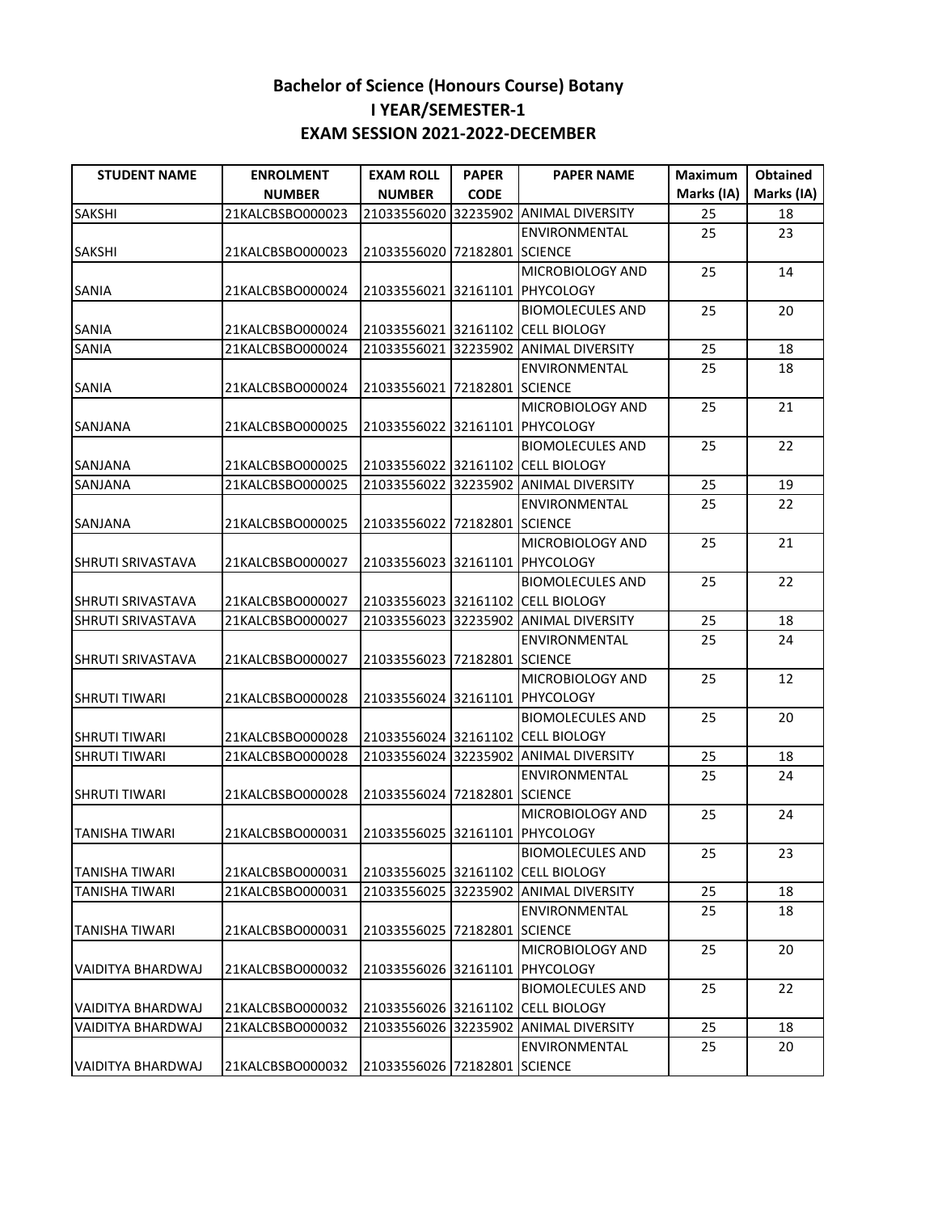**Bachelor of Science (Honours Course) Botany**
**I YEAR/SEMESTER-1**
**EXAM SESSION 2021-2022-DECEMBER**

| STUDENT NAME | ENROLMENT NUMBER | EXAM ROLL NUMBER | PAPER CODE | PAPER NAME | Maximum Marks (IA) | Obtained Marks (IA) |
|---|---|---|---|---|---|---|
| SAKSHI | 21KALCBSBO000023 | 21033556020 | 32235902 | ANIMAL DIVERSITY | 25 | 18 |
| SAKSHI | 21KALCBSBO000023 | 21033556020 | 72182801 | ENVIRONMENTAL SCIENCE | 25 | 23 |
| SANIA | 21KALCBSBO000024 | 21033556021 | 32161101 | MICROBIOLOGY AND PHYCOLOGY | 25 | 14 |
| SANIA | 21KALCBSBO000024 | 21033556021 | 32161102 | BIOMOLECULES AND CELL BIOLOGY | 25 | 20 |
| SANIA | 21KALCBSBO000024 | 21033556021 | 32235902 | ANIMAL DIVERSITY | 25 | 18 |
| SANIA | 21KALCBSBO000024 | 21033556021 | 72182801 | ENVIRONMENTAL SCIENCE | 25 | 18 |
| SANJANA | 21KALCBSBO000025 | 21033556022 | 32161101 | MICROBIOLOGY AND PHYCOLOGY | 25 | 21 |
| SANJANA | 21KALCBSBO000025 | 21033556022 | 32161102 | BIOMOLECULES AND CELL BIOLOGY | 25 | 22 |
| SANJANA | 21KALCBSBO000025 | 21033556022 | 32235902 | ANIMAL DIVERSITY | 25 | 19 |
| SANJANA | 21KALCBSBO000025 | 21033556022 | 72182801 | ENVIRONMENTAL SCIENCE | 25 | 22 |
| SHRUTI SRIVASTAVA | 21KALCBSBO000027 | 21033556023 | 32161101 | MICROBIOLOGY AND PHYCOLOGY | 25 | 21 |
| SHRUTI SRIVASTAVA | 21KALCBSBO000027 | 21033556023 | 32161102 | BIOMOLECULES AND CELL BIOLOGY | 25 | 22 |
| SHRUTI SRIVASTAVA | 21KALCBSBO000027 | 21033556023 | 32235902 | ANIMAL DIVERSITY | 25 | 18 |
| SHRUTI SRIVASTAVA | 21KALCBSBO000027 | 21033556023 | 72182801 | ENVIRONMENTAL SCIENCE | 25 | 24 |
| SHRUTI TIWARI | 21KALCBSBO000028 | 21033556024 | 32161101 | MICROBIOLOGY AND PHYCOLOGY | 25 | 12 |
| SHRUTI TIWARI | 21KALCBSBO000028 | 21033556024 | 32161102 | BIOMOLECULES AND CELL BIOLOGY | 25 | 20 |
| SHRUTI TIWARI | 21KALCBSBO000028 | 21033556024 | 32235902 | ANIMAL DIVERSITY | 25 | 18 |
| SHRUTI TIWARI | 21KALCBSBO000028 | 21033556024 | 72182801 | ENVIRONMENTAL SCIENCE | 25 | 24 |
| TANISHA TIWARI | 21KALCBSBO000031 | 21033556025 | 32161101 | MICROBIOLOGY AND PHYCOLOGY | 25 | 24 |
| TANISHA TIWARI | 21KALCBSBO000031 | 21033556025 | 32161102 | BIOMOLECULES AND CELL BIOLOGY | 25 | 23 |
| TANISHA TIWARI | 21KALCBSBO000031 | 21033556025 | 32235902 | ANIMAL DIVERSITY | 25 | 18 |
| TANISHA TIWARI | 21KALCBSBO000031 | 21033556025 | 72182801 | ENVIRONMENTAL SCIENCE | 25 | 18 |
| VAIDITYA BHARDWAJ | 21KALCBSBO000032 | 21033556026 | 32161101 | MICROBIOLOGY AND PHYCOLOGY | 25 | 20 |
| VAIDITYA BHARDWAJ | 21KALCBSBO000032 | 21033556026 | 32161102 | BIOMOLECULES AND CELL BIOLOGY | 25 | 22 |
| VAIDITYA BHARDWAJ | 21KALCBSBO000032 | 21033556026 | 32235902 | ANIMAL DIVERSITY | 25 | 18 |
| VAIDITYA BHARDWAJ | 21KALCBSBO000032 | 21033556026 | 72182801 | ENVIRONMENTAL SCIENCE | 25 | 20 |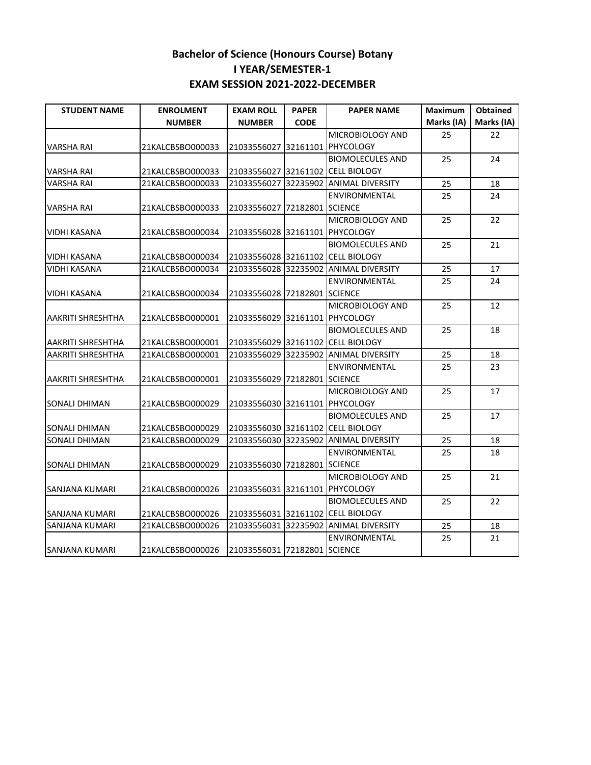## Bachelor of Science (Honours Course) Botany
## I YEAR/SEMESTER-1
## EXAM SESSION 2021-2022-DECEMBER

| STUDENT NAME | ENROLMENT NUMBER | EXAM ROLL NUMBER | PAPER CODE | PAPER NAME | Maximum Marks (IA) | Obtained Marks (IA) |
|---|---|---|---|---|---|---|
| VARSHA RAI | 21KALCBSBO000033 | 21033556027 | 32161101 | MICROBIOLOGY AND PHYCOLOGY | 25 | 22 |
| VARSHA RAI | 21KALCBSBO000033 | 21033556027 | 32161102 | BIOMOLECULES AND CELL BIOLOGY | 25 | 24 |
| VARSHA RAI | 21KALCBSBO000033 | 21033556027 | 32235902 | ANIMAL DIVERSITY | 25 | 18 |
| VARSHA RAI | 21KALCBSBO000033 | 21033556027 | 72182801 | ENVIRONMENTAL SCIENCE | 25 | 24 |
| VIDHI KASANA | 21KALCBSBO000034 | 21033556028 | 32161101 | MICROBIOLOGY AND PHYCOLOGY | 25 | 22 |
| VIDHI KASANA | 21KALCBSBO000034 | 21033556028 | 32161102 | BIOMOLECULES AND CELL BIOLOGY | 25 | 21 |
| VIDHI KASANA | 21KALCBSBO000034 | 21033556028 | 32235902 | ANIMAL DIVERSITY | 25 | 17 |
| VIDHI KASANA | 21KALCBSBO000034 | 21033556028 | 72182801 | ENVIRONMENTAL SCIENCE | 25 | 24 |
| AAKRITI SHRESHTHA | 21KALCBSBO000001 | 21033556029 | 32161101 | MICROBIOLOGY AND PHYCOLOGY | 25 | 12 |
| AAKRITI SHRESHTHA | 21KALCBSBO000001 | 21033556029 | 32161102 | BIOMOLECULES AND CELL BIOLOGY | 25 | 18 |
| AAKRITI SHRESHTHA | 21KALCBSBO000001 | 21033556029 | 32235902 | ANIMAL DIVERSITY | 25 | 18 |
| AAKRITI SHRESHTHA | 21KALCBSBO000001 | 21033556029 | 72182801 | ENVIRONMENTAL SCIENCE | 25 | 23 |
| SONALI DHIMAN | 21KALCBSBO000029 | 21033556030 | 32161101 | MICROBIOLOGY AND PHYCOLOGY | 25 | 17 |
| SONALI DHIMAN | 21KALCBSBO000029 | 21033556030 | 32161102 | BIOMOLECULES AND CELL BIOLOGY | 25 | 17 |
| SONALI DHIMAN | 21KALCBSBO000029 | 21033556030 | 32235902 | ANIMAL DIVERSITY | 25 | 18 |
| SONALI DHIMAN | 21KALCBSBO000029 | 21033556030 | 72182801 | ENVIRONMENTAL SCIENCE | 25 | 18 |
| SANJANA KUMARI | 21KALCBSBO000026 | 21033556031 | 32161101 | MICROBIOLOGY AND PHYCOLOGY | 25 | 21 |
| SANJANA KUMARI | 21KALCBSBO000026 | 21033556031 | 32161102 | BIOMOLECULES AND CELL BIOLOGY | 25 | 22 |
| SANJANA KUMARI | 21KALCBSBO000026 | 21033556031 | 32235902 | ANIMAL DIVERSITY | 25 | 18 |
| SANJANA KUMARI | 21KALCBSBO000026 | 21033556031 | 72182801 | ENVIRONMENTAL SCIENCE | 25 | 21 |